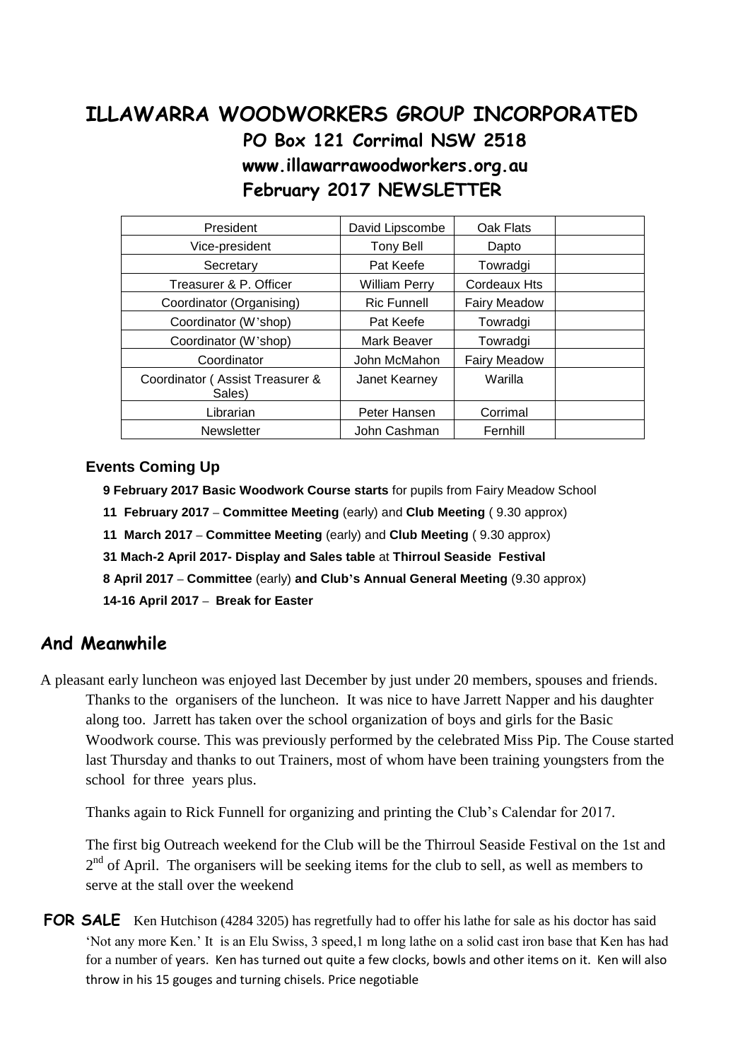# ILLAWARRA WOODWORKERS GROUP INCORPORATED

## PO Box 121 Corrimal NSW 2518

## www.illawarrawoodworkers.org.au

## February 2017 NEWSLETTER

| | | | |
|---|---|---|---|
| President | David Lipscombe | Oak Flats | |
| Vice-president | Tony Bell | Dapto | |
| Secretary | Pat Keefe | Towradgi | |
| Treasurer & P. Officer | William Perry | Cordeaux Hts | |
| Coordinator (Organising) | Ric Funnell | Fairy Meadow | |
| Coordinator (W'shop) | Pat Keefe | Towradgi | |
| Coordinator (W'shop) | Mark Beaver | Towradgi | |
| Coordinator | John McMahon | Fairy Meadow | |
| Coordinator ( Assist Treasurer & Sales) | Janet Kearney | Warilla | |
| Librarian | Peter Hansen | Corrimal | |
| Newsletter | John Cashman | Fernhill | |

### Events Coming Up

**9 February 2017 Basic Woodwork Course starts** for pupils from Fairy Meadow School

**11 February 2017** – **Committee Meeting** (early) and **Club Meeting** ( 9.30 approx)

**11 March 2017** – **Committee Meeting** (early) and **Club Meeting** ( 9.30 approx)

**31 Mach-2 April 2017- Display and Sales table** at **Thirroul Seaside Festival**

**8 April 2017** – **Committee** (early) **and Club's Annual General Meeting** (9.30 approx)

**14-16 April 2017** – **Break for Easter**

## And Meanwhile

A pleasant early luncheon was enjoyed last December by just under 20 members, spouses and friends. Thanks to the organisers of the luncheon. It was nice to have Jarrett Napper and his daughter along too. Jarrett has taken over the school organization of boys and girls for the Basic Woodwork course. This was previously performed by the celebrated Miss Pip. The Couse started last Thursday and thanks to out Trainers, most of whom have been training youngsters from the school for three years plus.

Thanks again to Rick Funnell for organizing and printing the Club's Calendar for 2017.

The first big Outreach weekend for the Club will be the Thirroul Seaside Festival on the 1st and 2nd of April. The organisers will be seeking items for the club to sell, as well as members to serve at the stall over the weekend

**FOR SALE** Ken Hutchison (4284 3205) has regretfully had to offer his lathe for sale as his doctor has said 'Not any more Ken.' It is an Elu Swiss, 3 speed,1 m long lathe on a solid cast iron base that Ken has had for a number of years. Ken has turned out quite a few clocks, bowls and other items on it. Ken will also throw in his 15 gouges and turning chisels. Price negotiable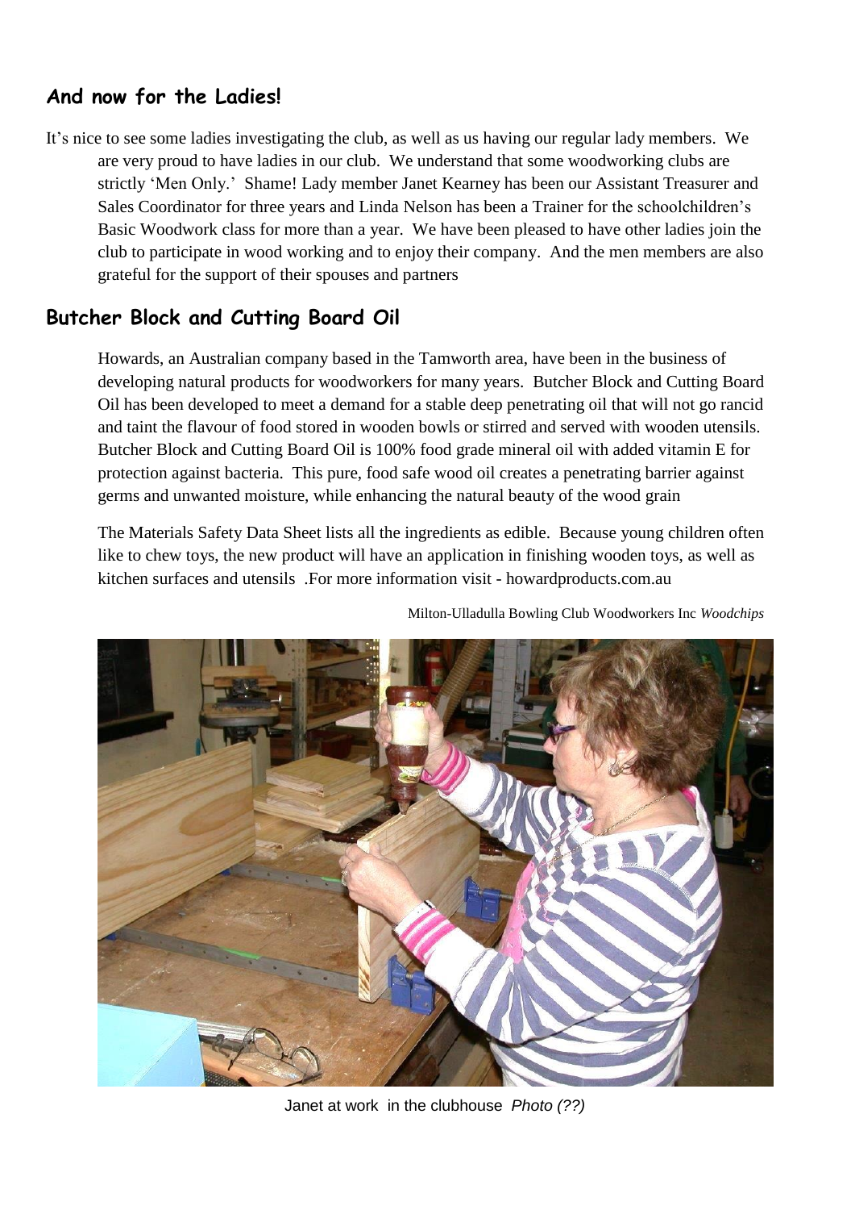## And now for the Ladies!

It's nice to see some ladies investigating the club, as well as us having our regular lady members. We are very proud to have ladies in our club. We understand that some woodworking clubs are strictly 'Men Only.' Shame! Lady member Janet Kearney has been our Assistant Treasurer and Sales Coordinator for three years and Linda Nelson has been a Trainer for the schoolchildren's Basic Woodwork class for more than a year. We have been pleased to have other ladies join the club to participate in wood working and to enjoy their company. And the men members are also grateful for the support of their spouses and partners

## Butcher Block and Cutting Board Oil

Howards, an Australian company based in the Tamworth area, have been in the business of developing natural products for woodworkers for many years. Butcher Block and Cutting Board Oil has been developed to meet a demand for a stable deep penetrating oil that will not go rancid and taint the flavour of food stored in wooden bowls or stirred and served with wooden utensils. Butcher Block and Cutting Board Oil is 100% food grade mineral oil with added vitamin E for protection against bacteria. This pure, food safe wood oil creates a penetrating barrier against germs and unwanted moisture, while enhancing the natural beauty of the wood grain

The Materials Safety Data Sheet lists all the ingredients as edible. Because young children often like to chew toys, the new product will have an application in finishing wooden toys, as well as kitchen surfaces and utensils .For more information visit - howardproducts.com.au

Milton-Ulladulla Bowling Club Woodworkers Inc *Woodchips*

Janet at work in the clubhouse *Photo (??)*